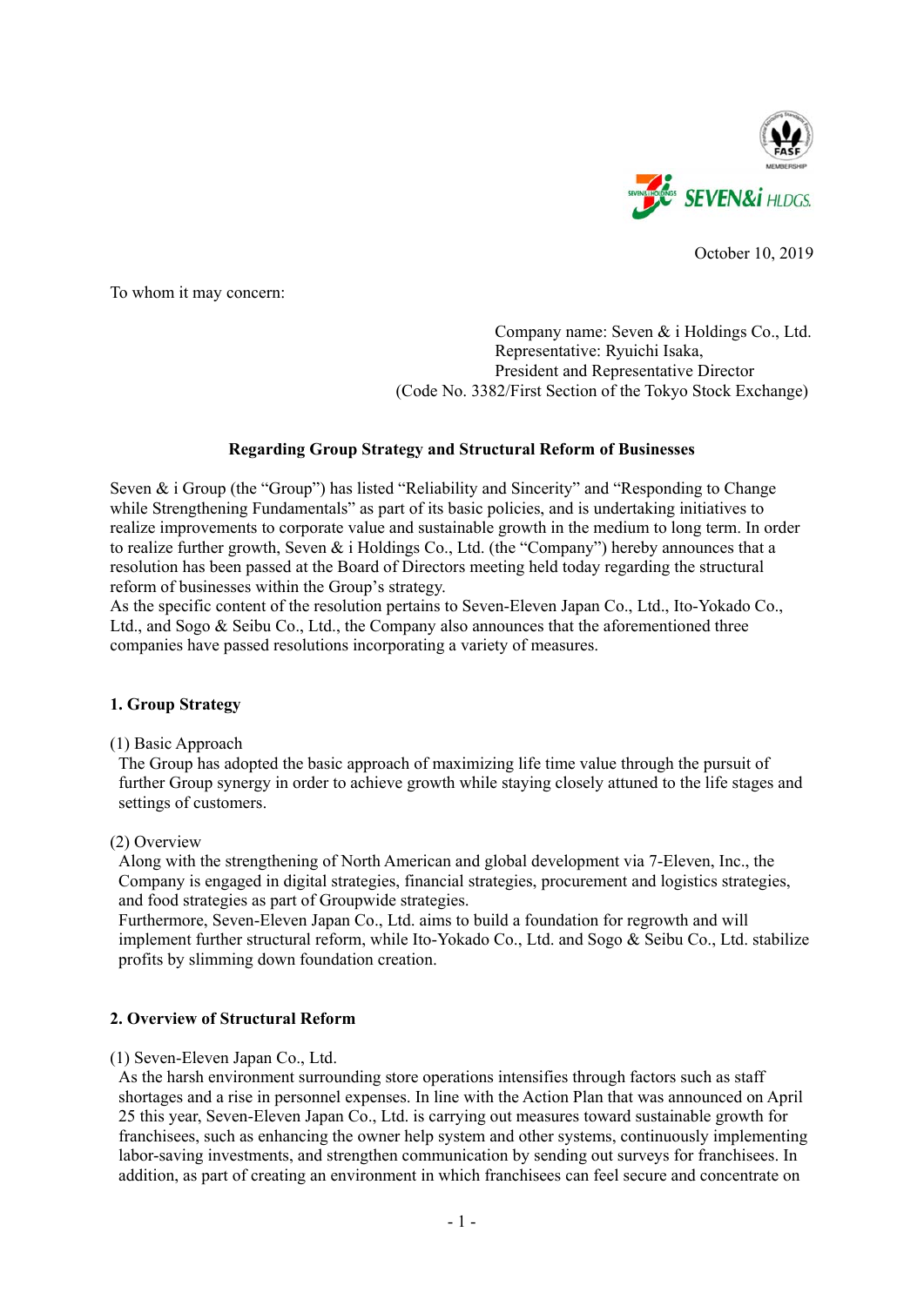October 10, 2019

To whom it may concern:

Company name: Seven & i Holdings Co., Ltd.
Representative: Ryuichi Isaka,
President and Representative Director
(Code No. 3382/First Section of the Tokyo Stock Exchange)

## Regarding Group Strategy and Structural Reform of Businesses

Seven & i Group (the "Group") has listed "Reliability and Sincerity" and "Responding to Change while Strengthening Fundamentals" as part of its basic policies, and is undertaking initiatives to realize improvements to corporate value and sustainable growth in the medium to long term. In order to realize further growth, Seven & i Holdings Co., Ltd. (the "Company") hereby announces that a resolution has been passed at the Board of Directors meeting held today regarding the structural reform of businesses within the Group's strategy.
As the specific content of the resolution pertains to Seven-Eleven Japan Co., Ltd., Ito-Yokado Co., Ltd., and Sogo & Seibu Co., Ltd., the Company also announces that the aforementioned three companies have passed resolutions incorporating a variety of measures.

### 1. Group Strategy

(1) Basic Approach

The Group has adopted the basic approach of maximizing life time value through the pursuit of further Group synergy in order to achieve growth while staying closely attuned to the life stages and settings of customers.

(2) Overview

Along with the strengthening of North American and global development via 7-Eleven, Inc., the Company is engaged in digital strategies, financial strategies, procurement and logistics strategies, and food strategies as part of Groupwide strategies.
Furthermore, Seven-Eleven Japan Co., Ltd. aims to build a foundation for regrowth and will implement further structural reform, while Ito-Yokado Co., Ltd. and Sogo & Seibu Co., Ltd. stabilize profits by slimming down foundation creation.

### 2. Overview of Structural Reform

(1) Seven-Eleven Japan Co., Ltd.

As the harsh environment surrounding store operations intensifies through factors such as staff shortages and a rise in personnel expenses. In line with the Action Plan that was announced on April 25 this year, Seven-Eleven Japan Co., Ltd. is carrying out measures toward sustainable growth for franchisees, such as enhancing the owner help system and other systems, continuously implementing labor-saving investments, and strengthen communication by sending out surveys for franchisees. In addition, as part of creating an environment in which franchisees can feel secure and concentrate on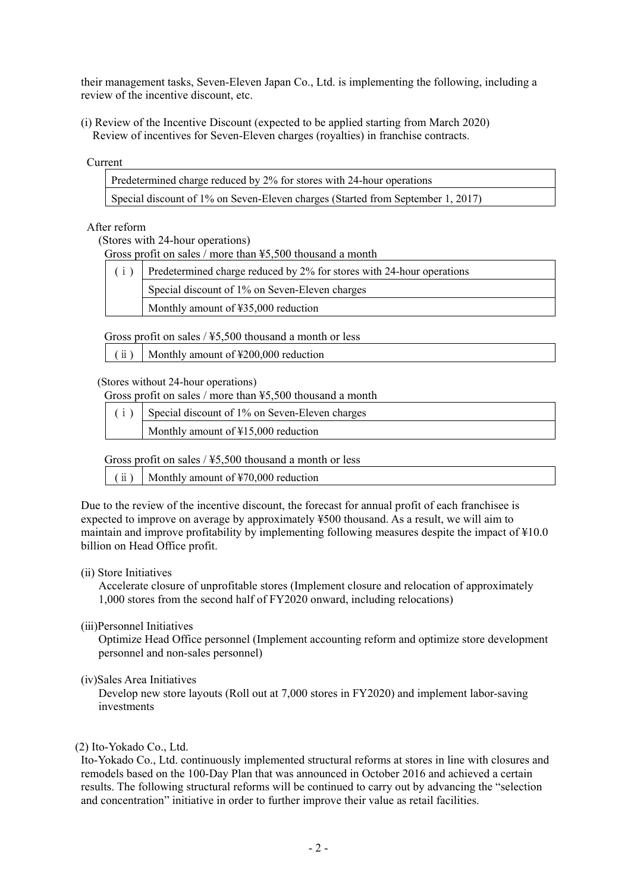their management tasks, Seven-Eleven Japan Co., Ltd. is implementing the following, including a review of the incentive discount, etc.

(i) Review of the Incentive Discount (expected to be applied starting from March 2020)
Review of incentives for Seven-Eleven charges (royalties) in franchise contracts.

Current

| Predetermined charge reduced by 2% for stores with 24-hour operations |
| --- |
| Special discount of 1% on Seven-Eleven charges (Started from September 1, 2017) |

After reform

(Stores with 24-hour operations)

Gross profit on sales / more than ¥5,500 thousand a month

| ( i ) | Predetermined charge reduced by 2% for stores with 24-hour operations |
| --- | --- |
| | Special discount of 1% on Seven-Eleven charges |
| | Monthly amount of ¥35,000 reduction |

Gross profit on sales / ¥5,500 thousand a month or less

| ( ii ) | Monthly amount of ¥200,000 reduction |
| --- | --- |

(Stores without 24-hour operations)

Gross profit on sales / more than ¥5,500 thousand a month

| ( i ) | Special discount of 1% on Seven-Eleven charges |
| --- | --- |
| | Monthly amount of ¥15,000 reduction |

Gross profit on sales / ¥5,500 thousand a month or less

| ( ii ) | Monthly amount of ¥70,000 reduction |
| --- | --- |

Due to the review of the incentive discount, the forecast for annual profit of each franchisee is expected to improve on average by approximately ¥500 thousand. As a result, we will aim to maintain and improve profitability by implementing following measures despite the impact of ¥10.0 billion on Head Office profit.

(ii) Store Initiatives
Accelerate closure of unprofitable stores (Implement closure and relocation of approximately 1,000 stores from the second half of FY2020 onward, including relocations)

(iii)Personnel Initiatives
Optimize Head Office personnel (Implement accounting reform and optimize store development personnel and non-sales personnel)

(iv)Sales Area Initiatives
Develop new store layouts (Roll out at 7,000 stores in FY2020) and implement labor-saving investments

(2) Ito-Yokado Co., Ltd.

Ito-Yokado Co., Ltd. continuously implemented structural reforms at stores in line with closures and remodels based on the 100-Day Plan that was announced in October 2016 and achieved a certain results. The following structural reforms will be continued to carry out by advancing the "selection and concentration" initiative in order to further improve their value as retail facilities.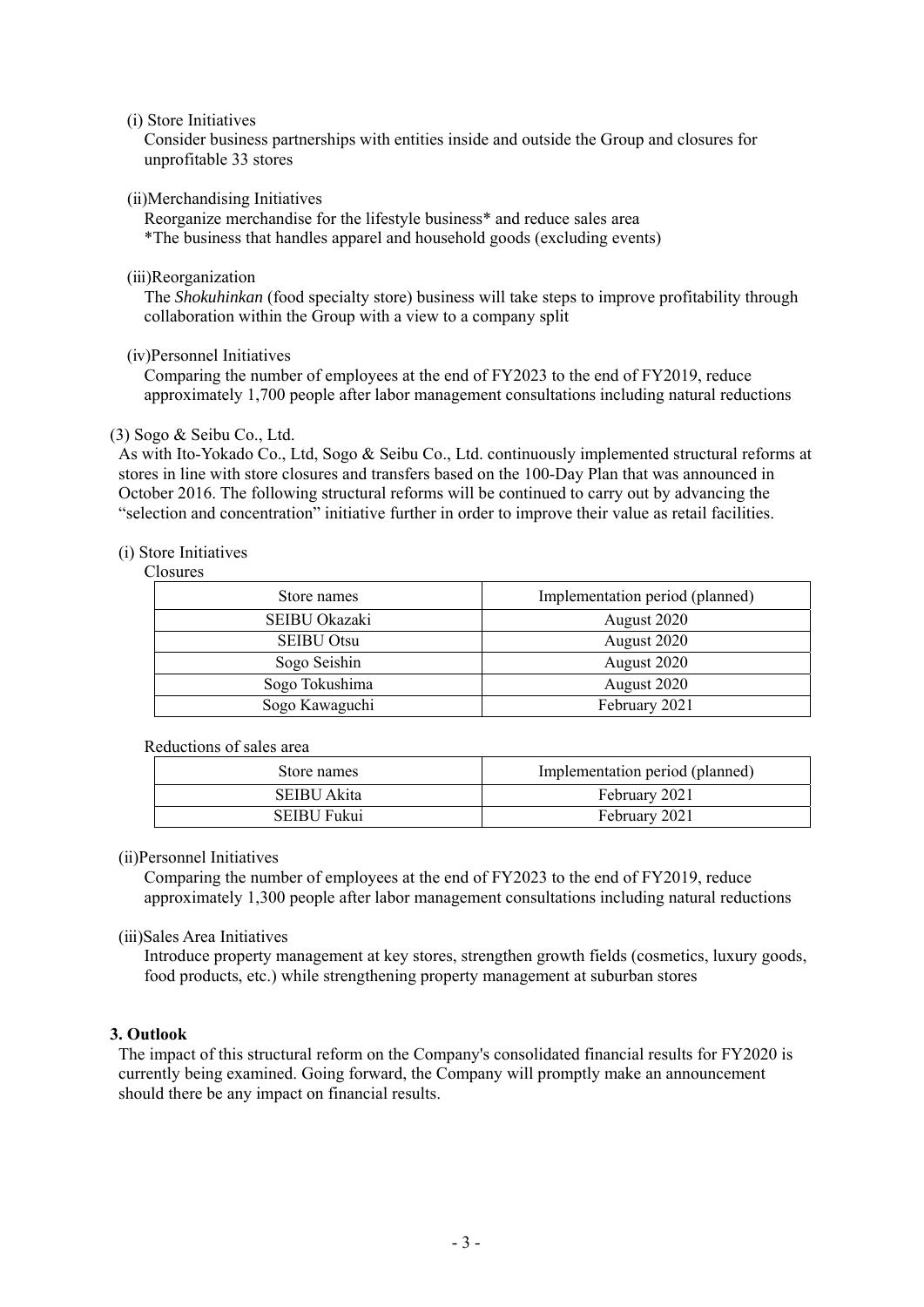(i) Store Initiatives

Consider business partnerships with entities inside and outside the Group and closures for unprofitable 33 stores

(ii)Merchandising Initiatives

Reorganize merchandise for the lifestyle business* and reduce sales area
*The business that handles apparel and household goods (excluding events)

(iii)Reorganization

The *Shokuhinkan* (food specialty store) business will take steps to improve profitability through collaboration within the Group with a view to a company split

(iv)Personnel Initiatives

Comparing the number of employees at the end of FY2023 to the end of FY2019, reduce approximately 1,700 people after labor management consultations including natural reductions

(3) Sogo & Seibu Co., Ltd.

As with Ito-Yokado Co., Ltd, Sogo & Seibu Co., Ltd. continuously implemented structural reforms at stores in line with store closures and transfers based on the 100-Day Plan that was announced in October 2016. The following structural reforms will be continued to carry out by advancing the "selection and concentration" initiative further in order to improve their value as retail facilities.

(i) Store Initiatives

Closures

| Store names | Implementation period (planned) |
| --- | --- |
| SEIBU Okazaki | August 2020 |
| SEIBU Otsu | August 2020 |
| Sogo Seishin | August 2020 |
| Sogo Tokushima | August 2020 |
| Sogo Kawaguchi | February 2021 |

Reductions of sales area

| Store names | Implementation period (planned) |
| --- | --- |
| SEIBU Akita | February 2021 |
| SEIBU Fukui | February 2021 |

(ii)Personnel Initiatives

Comparing the number of employees at the end of FY2023 to the end of FY2019, reduce approximately 1,300 people after labor management consultations including natural reductions

(iii)Sales Area Initiatives

Introduce property management at key stores, strengthen growth fields (cosmetics, luxury goods, food products, etc.) while strengthening property management at suburban stores

**3. Outlook**

The impact of this structural reform on the Company's consolidated financial results for FY2020 is currently being examined. Going forward, the Company will promptly make an announcement should there be any impact on financial results.